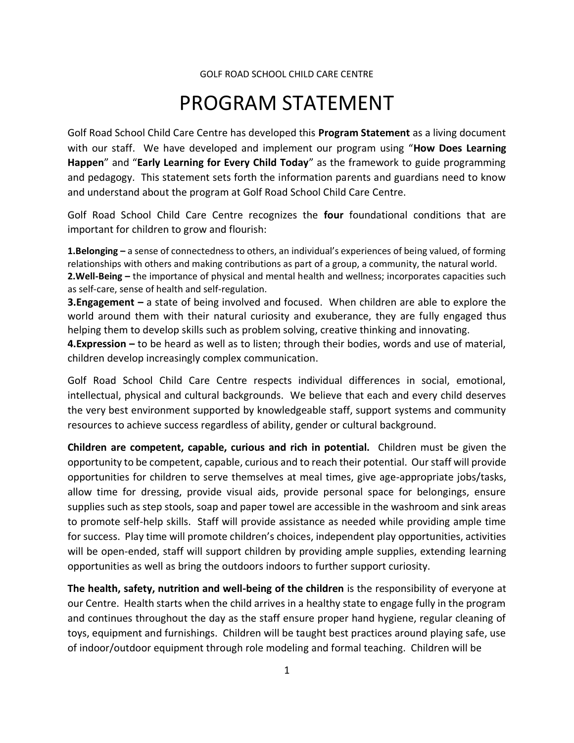GOLF ROAD SCHOOL CHILD CARE CENTRE

# PROGRAM STATEMENT

Golf Road School Child Care Centre has developed this **Program Statement** as a living document with our staff. We have developed and implement our program using "**How Does Learning Happen**" and "**Early Learning for Every Child Today**" as the framework to guide programming and pedagogy. This statement sets forth the information parents and guardians need to know and understand about the program at Golf Road School Child Care Centre.

Golf Road School Child Care Centre recognizes the **four** foundational conditions that are important for children to grow and flourish:

**1.Belonging –** a sense of connectedness to others, an individual's experiences of being valued, of forming relationships with others and making contributions as part of a group, a community, the natural world.
**2.Well-Being –** the importance of physical and mental health and wellness; incorporates capacities such as self-care, sense of health and self-regulation.
**3.Engagement –** a state of being involved and focused. When children are able to explore the world around them with their natural curiosity and exuberance, they are fully engaged thus helping them to develop skills such as problem solving, creative thinking and innovating.
**4.Expression –** to be heard as well as to listen; through their bodies, words and use of material, children develop increasingly complex communication.

Golf Road School Child Care Centre respects individual differences in social, emotional, intellectual, physical and cultural backgrounds. We believe that each and every child deserves the very best environment supported by knowledgeable staff, support systems and community resources to achieve success regardless of ability, gender or cultural background.

**Children are competent, capable, curious and rich in potential.** Children must be given the opportunity to be competent, capable, curious and to reach their potential. Our staff will provide opportunities for children to serve themselves at meal times, give age-appropriate jobs/tasks, allow time for dressing, provide visual aids, provide personal space for belongings, ensure supplies such as step stools, soap and paper towel are accessible in the washroom and sink areas to promote self-help skills. Staff will provide assistance as needed while providing ample time for success. Play time will promote children's choices, independent play opportunities, activities will be open-ended, staff will support children by providing ample supplies, extending learning opportunities as well as bring the outdoors indoors to further support curiosity.

**The health, safety, nutrition and well-being of the children** is the responsibility of everyone at our Centre. Health starts when the child arrives in a healthy state to engage fully in the program and continues throughout the day as the staff ensure proper hand hygiene, regular cleaning of toys, equipment and furnishings. Children will be taught best practices around playing safe, use of indoor/outdoor equipment through role modeling and formal teaching. Children will be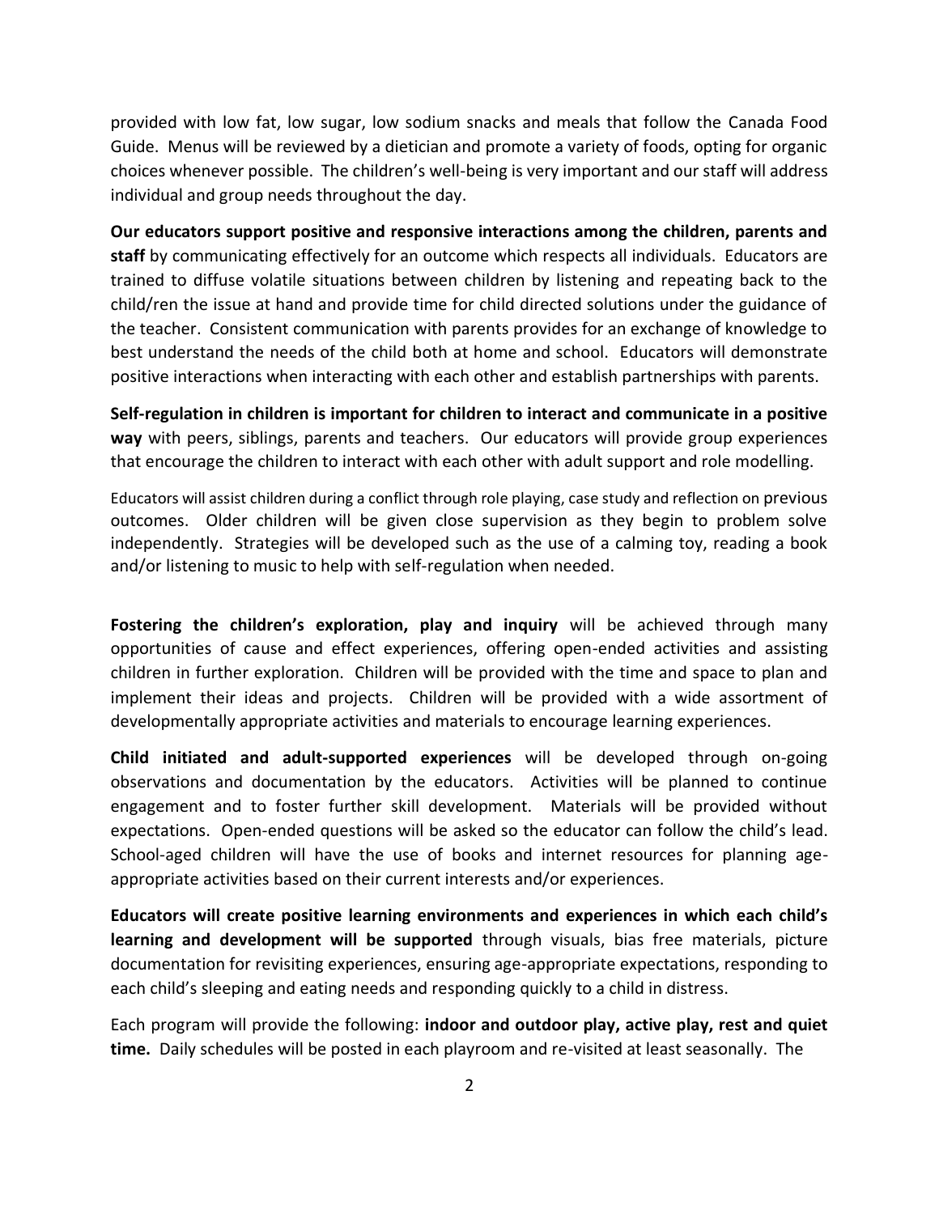provided with low fat, low sugar, low sodium snacks and meals that follow the Canada Food Guide. Menus will be reviewed by a dietician and promote a variety of foods, opting for organic choices whenever possible. The children's well-being is very important and our staff will address individual and group needs throughout the day.

**Our educators support positive and responsive interactions among the children, parents and staff** by communicating effectively for an outcome which respects all individuals. Educators are trained to diffuse volatile situations between children by listening and repeating back to the child/ren the issue at hand and provide time for child directed solutions under the guidance of the teacher. Consistent communication with parents provides for an exchange of knowledge to best understand the needs of the child both at home and school. Educators will demonstrate positive interactions when interacting with each other and establish partnerships with parents.

**Self-regulation in children is important for children to interact and communicate in a positive way** with peers, siblings, parents and teachers. Our educators will provide group experiences that encourage the children to interact with each other with adult support and role modelling.

Educators will assist children during a conflict through role playing, case study and reflection on previous outcomes. Older children will be given close supervision as they begin to problem solve independently. Strategies will be developed such as the use of a calming toy, reading a book and/or listening to music to help with self-regulation when needed.

**Fostering the children's exploration, play and inquiry** will be achieved through many opportunities of cause and effect experiences, offering open-ended activities and assisting children in further exploration. Children will be provided with the time and space to plan and implement their ideas and projects. Children will be provided with a wide assortment of developmentally appropriate activities and materials to encourage learning experiences.

**Child initiated and adult-supported experiences** will be developed through on-going observations and documentation by the educators. Activities will be planned to continue engagement and to foster further skill development. Materials will be provided without expectations. Open-ended questions will be asked so the educator can follow the child's lead. School-aged children will have the use of books and internet resources for planning age-appropriate activities based on their current interests and/or experiences.

**Educators will create positive learning environments and experiences in which each child's learning and development will be supported** through visuals, bias free materials, picture documentation for revisiting experiences, ensuring age-appropriate expectations, responding to each child's sleeping and eating needs and responding quickly to a child in distress.

Each program will provide the following: **indoor and outdoor play, active play, rest and quiet time.** Daily schedules will be posted in each playroom and re-visited at least seasonally. The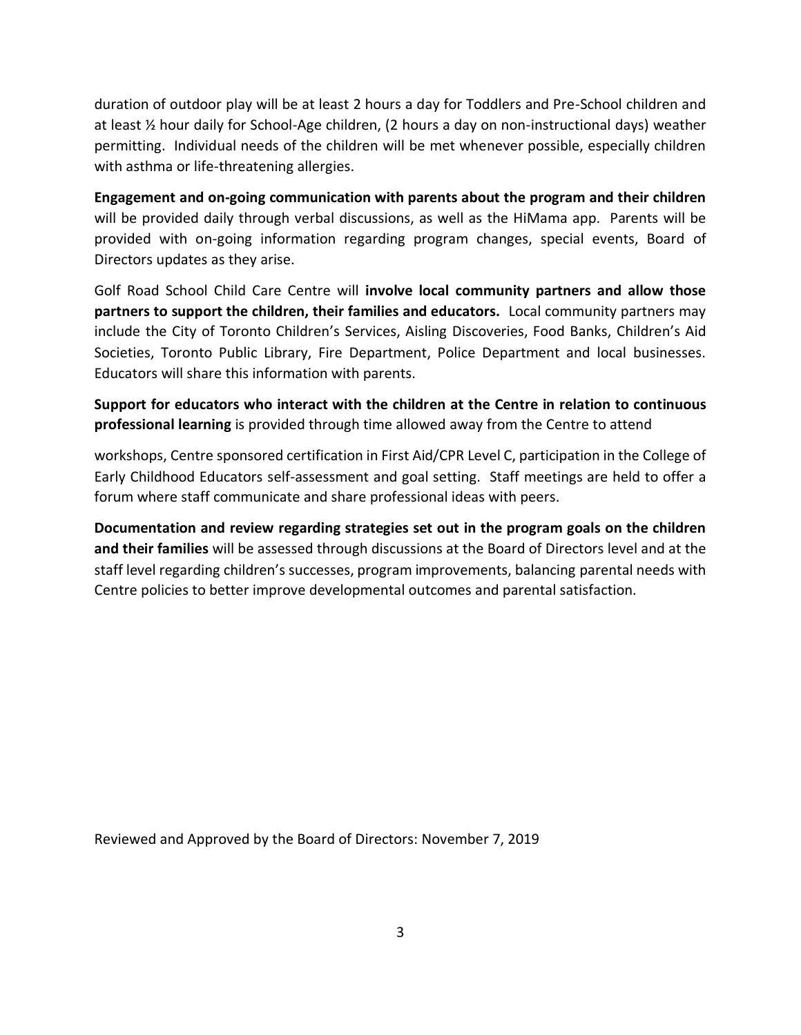duration of outdoor play will be at least 2 hours a day for Toddlers and Pre-School children and at least ½ hour daily for School-Age children, (2 hours a day on non-instructional days) weather permitting. Individual needs of the children will be met whenever possible, especially children with asthma or life-threatening allergies.

**Engagement and on-going communication with parents about the program and their children** will be provided daily through verbal discussions, as well as the HiMama app. Parents will be provided with on-going information regarding program changes, special events, Board of Directors updates as they arise.

Golf Road School Child Care Centre will **involve local community partners and allow those partners to support the children, their families and educators.** Local community partners may include the City of Toronto Children's Services, Aisling Discoveries, Food Banks, Children's Aid Societies, Toronto Public Library, Fire Department, Police Department and local businesses. Educators will share this information with parents.

**Support for educators who interact with the children at the Centre in relation to continuous professional learning** is provided through time allowed away from the Centre to attend workshops, Centre sponsored certification in First Aid/CPR Level C, participation in the College of Early Childhood Educators self-assessment and goal setting. Staff meetings are held to offer a forum where staff communicate and share professional ideas with peers.

**Documentation and review regarding strategies set out in the program goals on the children and their families** will be assessed through discussions at the Board of Directors level and at the staff level regarding children's successes, program improvements, balancing parental needs with Centre policies to better improve developmental outcomes and parental satisfaction.

Reviewed and Approved by the Board of Directors: November 7, 2019